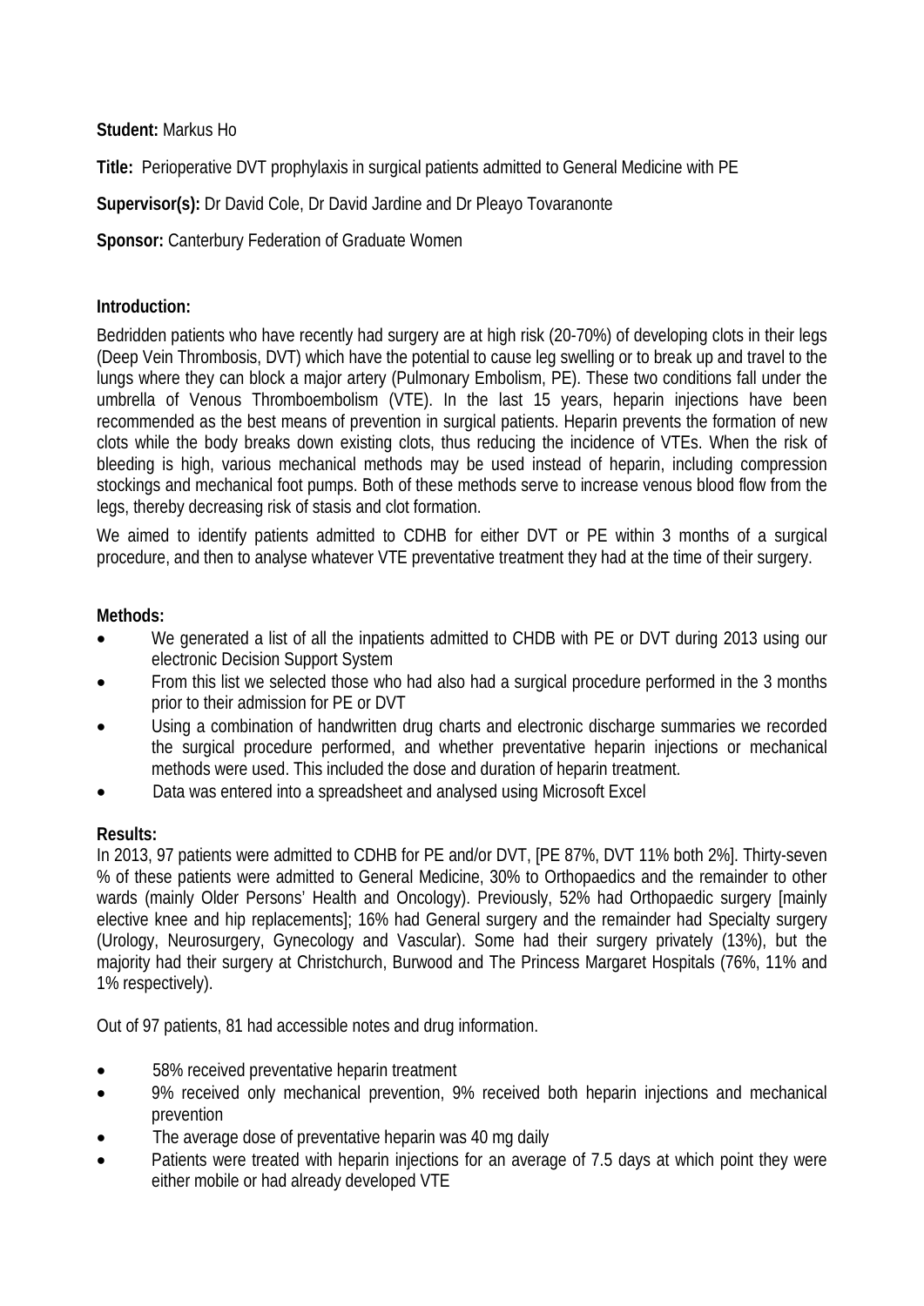**Student:** Markus Ho

**Title:** Perioperative DVT prophylaxis in surgical patients admitted to General Medicine with PE

**Supervisor(s):** Dr David Cole, Dr David Jardine and Dr Pleayo Tovaranonte

**Sponsor:** Canterbury Federation of Graduate Women

**Introduction:**

Bedridden patients who have recently had surgery are at high risk (20-70%) of developing clots in their legs (Deep Vein Thrombosis, DVT) which have the potential to cause leg swelling or to break up and travel to the lungs where they can block a major artery (Pulmonary Embolism, PE). These two conditions fall under the umbrella of Venous Thromboembolism (VTE). In the last 15 years, heparin injections have been recommended as the best means of prevention in surgical patients. Heparin prevents the formation of new clots while the body breaks down existing clots, thus reducing the incidence of VTEs. When the risk of bleeding is high, various mechanical methods may be used instead of heparin, including compression stockings and mechanical foot pumps. Both of these methods serve to increase venous blood flow from the legs, thereby decreasing risk of stasis and clot formation.

We aimed to identify patients admitted to CDHB for either DVT or PE within 3 months of a surgical procedure, and then to analyse whatever VTE preventative treatment they had at the time of their surgery.

**Methods:**

- We generated a list of all the inpatients admitted to CHDB with PE or DVT during 2013 using our electronic Decision Support System
- From this list we selected those who had also had a surgical procedure performed in the 3 months prior to their admission for PE or DVT
- Using a combination of handwritten drug charts and electronic discharge summaries we recorded the surgical procedure performed, and whether preventative heparin injections or mechanical methods were used. This included the dose and duration of heparin treatment.
- Data was entered into a spreadsheet and analysed using Microsoft Excel

**Results:**

In 2013, 97 patients were admitted to CDHB for PE and/or DVT, [PE 87%, DVT 11% both 2%]. Thirty-seven % of these patients were admitted to General Medicine, 30% to Orthopaedics and the remainder to other wards (mainly Older Persons' Health and Oncology). Previously, 52% had Orthopaedic surgery [mainly elective knee and hip replacements]; 16% had General surgery and the remainder had Specialty surgery (Urology, Neurosurgery, Gynecology and Vascular). Some had their surgery privately (13%), but the majority had their surgery at Christchurch, Burwood and The Princess Margaret Hospitals (76%, 11% and 1% respectively).

Out of 97 patients, 81 had accessible notes and drug information.

- 58% received preventative heparin treatment
- 9% received only mechanical prevention, 9% received both heparin injections and mechanical prevention
- The average dose of preventative heparin was 40 mg daily
- Patients were treated with heparin injections for an average of 7.5 days at which point they were either mobile or had already developed VTE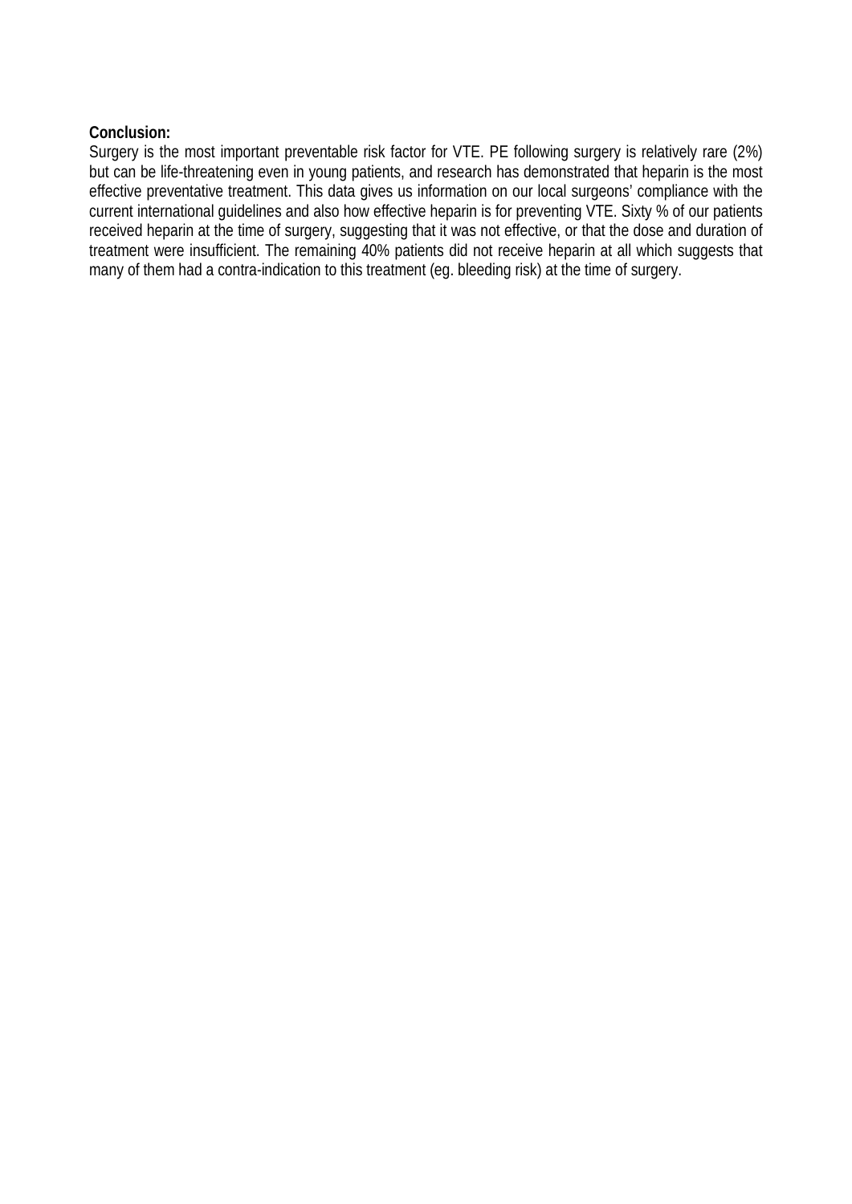**Conclusion:**

Surgery is the most important preventable risk factor for VTE. PE following surgery is relatively rare (2%) but can be life-threatening even in young patients, and research has demonstrated that heparin is the most effective preventative treatment. This data gives us information on our local surgeons' compliance with the current international guidelines and also how effective heparin is for preventing VTE. Sixty % of our patients received heparin at the time of surgery, suggesting that it was not effective, or that the dose and duration of treatment were insufficient. The remaining 40% patients did not receive heparin at all which suggests that many of them had a contra-indication to this treatment (eg. bleeding risk) at the time of surgery.